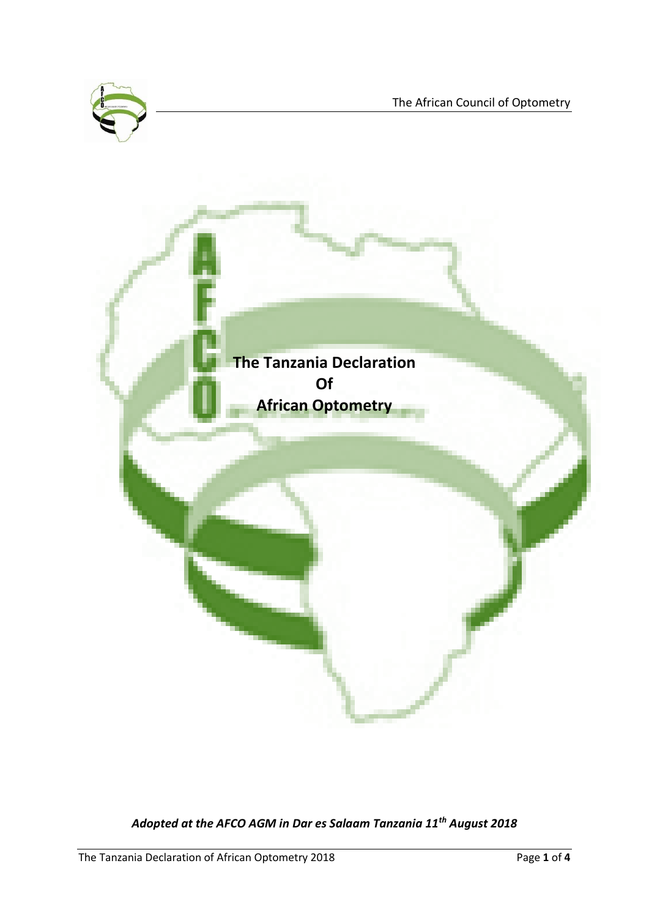# The Tanzania Declaration Of African Optometry

***Adopted at the AFCO AGM in Dar es Salaam Tanzania 11th August 2018***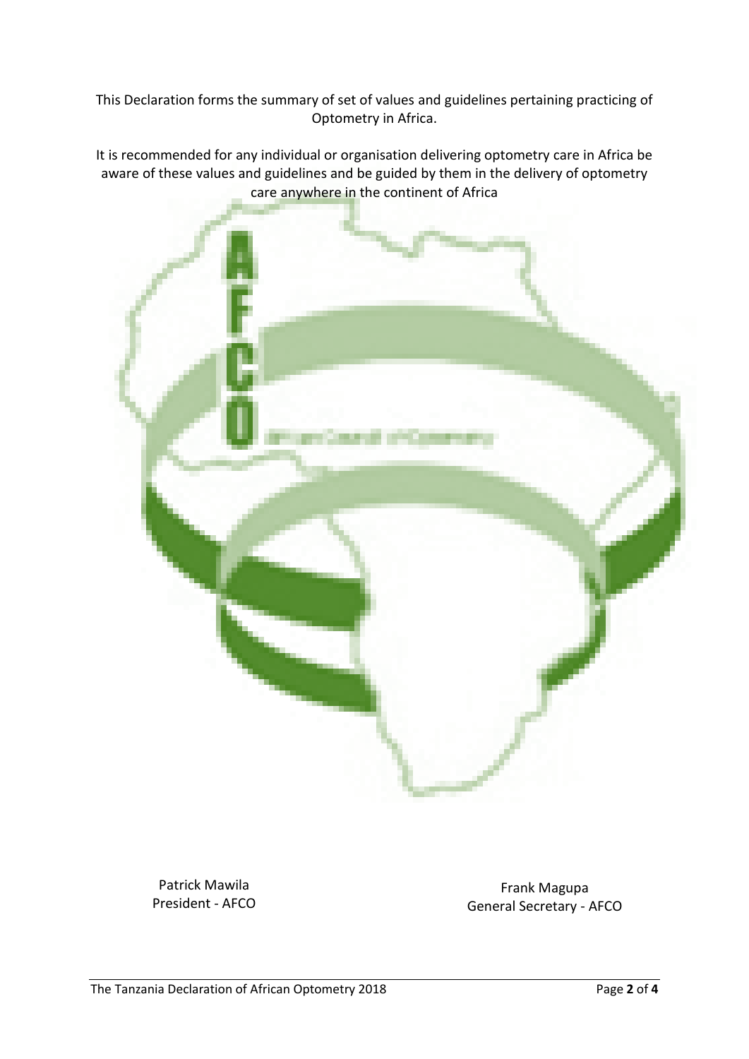This Declaration forms the summary of set of values and guidelines pertaining practicing of Optometry in Africa.

It is recommended for any individual or organisation delivering optometry care in Africa be aware of these values and guidelines and be guided by them in the delivery of optometry care anywhere in the continent of Africa

Patrick Mawila
President - AFCO

Frank Magupa
General Secretary - AFCO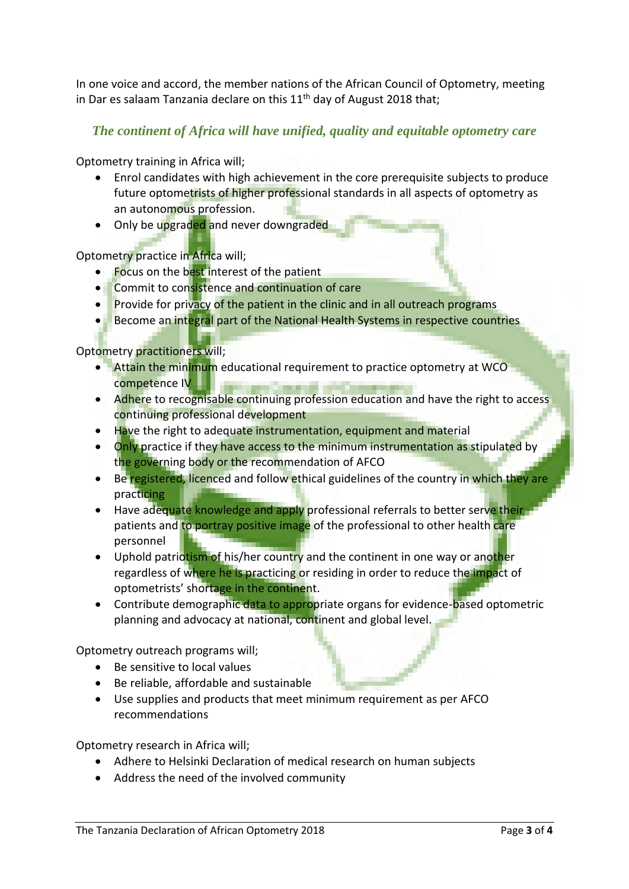In one voice and accord, the member nations of the African Council of Optometry, meeting in Dar es salaam Tanzania declare on this 11th day of August 2018 that;

### *The continent of Africa will have unified, quality and equitable optometry care*

Optometry training in Africa will;

- Enrol candidates with high achievement in the core prerequisite subjects to produce future optometrists of higher professional standards in all aspects of optometry as an autonomous profession.
- Only be upgraded and never downgraded

Optometry practice in Africa will;

- Focus on the best interest of the patient
- Commit to consistence and continuation of care
- Provide for privacy of the patient in the clinic and in all outreach programs
- Become an integral part of the National Health Systems in respective countries

Optometry practitioners will;

- Attain the minimum educational requirement to practice optometry at WCO competence IV
- Adhere to recognisable continuing profession education and have the right to access continuing professional development
- Have the right to adequate instrumentation, equipment and material
- Only practice if they have access to the minimum instrumentation as stipulated by the governing body or the recommendation of AFCO
- Be registered, licenced and follow ethical guidelines of the country in which they are practicing
- Have adequate knowledge and apply professional referrals to better serve their patients and to portray positive image of the professional to other health care personnel
- Uphold patriotism of his/her country and the continent in one way or another regardless of where he is practicing or residing in order to reduce the impact of optometrists' shortage in the continent.
- Contribute demographic data to appropriate organs for evidence-based optometric planning and advocacy at national, continent and global level.

Optometry outreach programs will;

- Be sensitive to local values
- Be reliable, affordable and sustainable
- Use supplies and products that meet minimum requirement as per AFCO recommendations

Optometry research in Africa will;

- Adhere to Helsinki Declaration of medical research on human subjects
- Address the need of the involved community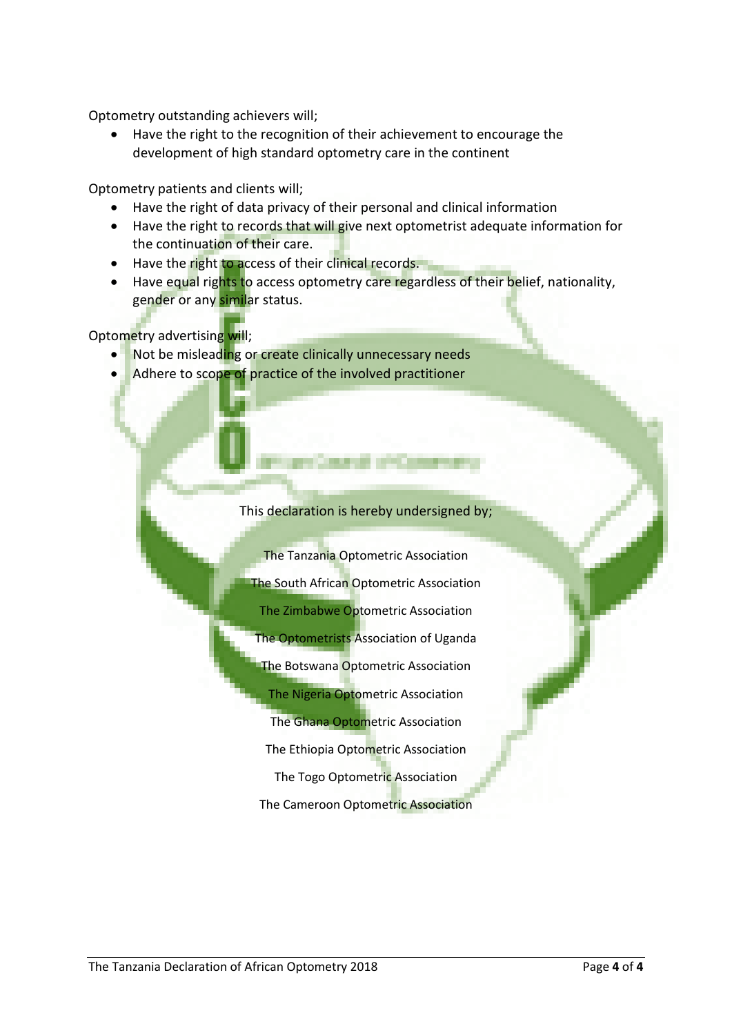Optometry outstanding achievers will;

- Have the right to the recognition of their achievement to encourage the development of high standard optometry care in the continent

Optometry patients and clients will;

- Have the right of data privacy of their personal and clinical information
- Have the right to records that will give next optometrist adequate information for the continuation of their care.
- Have the right to access of their clinical records.
- Have equal rights to access optometry care regardless of their belief, nationality, gender or any similar status.

Optometry advertising will;

- Not be misleading or create clinically unnecessary needs
- Adhere to scope of practice of the involved practitioner

This declaration is hereby undersigned by;

The Tanzania Optometric Association

The South African Optometric Association

The Zimbabwe Optometric Association

The Optometrists Association of Uganda

The Botswana Optometric Association

The Nigeria Optometric Association

The Ghana Optometric Association

The Ethiopia Optometric Association

The Togo Optometric Association

The Cameroon Optometric Association